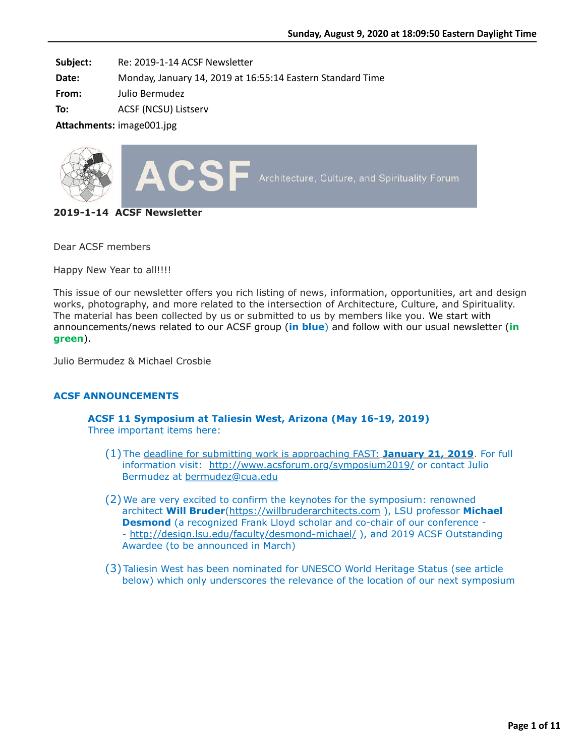Subject: Re: 2019-1-14 ACSF Newsletter
Date: Monday, January 14, 2019 at 16:55:14 Eastern Standard Time
From: Julio Bermudez
To: ACSF (NCSU) Listserv
Attachments: image001.jpg

ACSF Architecture, Culture, and Spirituality Forum

**2019-1-14 ACSF Newsletter**

Dear ACSF members

Happy New Year to all!!!!

This issue of our newsletter offers you rich listing of news, information, opportunities, art and design works, photography, and more related to the intersection of Architecture, Culture, and Spirituality. The material has been collected by us or submitted to us by members like you. We start with announcements/news related to our ACSF group (**in blue**) and follow with our usual newsletter (**in green**).

Julio Bermudez & Michael Crosbie

### ACSF ANNOUNCEMENTS

**ACSF 11 Symposium at Taliesin West, Arizona (May 16-19, 2019)**
Three important items here:

(1) The deadline for submitting work is approaching FAST: **January 21, 2019**. For full information visit: http://www.acsforum.org/symposium2019/ or contact Julio Bermudez at bermudez@cua.edu

(2) We are very excited to confirm the keynotes for the symposium: renowned architect **Will Bruder**(https://willbruderarchitects.com ), LSU professor **Michael Desmond** (a recognized Frank Lloyd scholar and co-chair of our conference -- http://design.lsu.edu/faculty/desmond-michael/ ), and 2019 ACSF Outstanding Awardee (to be announced in March)

(3) Taliesin West has been nominated for UNESCO World Heritage Status (see article below) which only underscores the relevance of the location of our next symposium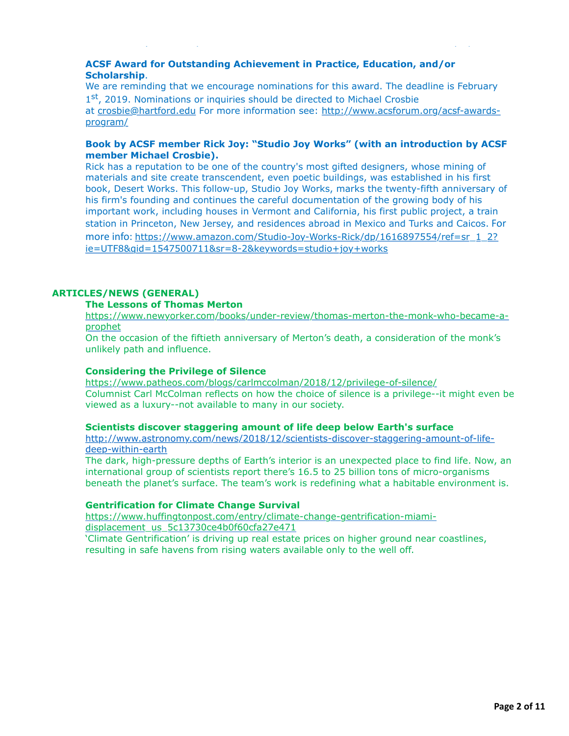**ACSF Award for Outstanding Achievement in Practice, Education, and/or Scholarship**.

We are reminding that we encourage nominations for this award. The deadline is February 1st, 2019. Nominations or inquiries should be directed to Michael Crosbie at crosbie@hartford.edu For more information see: http://www.acsforum.org/acsf-awards-program/

**Book by ACSF member Rick Joy: "Studio Joy Works" (with an introduction by ACSF member Michael Crosbie).**

Rick has a reputation to be one of the country's most gifted designers, whose mining of materials and site create transcendent, even poetic buildings, was established in his first book, Desert Works. This follow-up, Studio Joy Works, marks the twenty-fifth anniversary of his firm's founding and continues the careful documentation of the growing body of his important work, including houses in Vermont and California, his first public project, a train station in Princeton, New Jersey, and residences abroad in Mexico and Turks and Caicos. For more info: https://www.amazon.com/Studio-Joy-Works-Rick/dp/1616897554/ref=sr_1_2?ie=UTF8&qid=1547500711&sr=8-2&keywords=studio+joy+works

## ARTICLES/NEWS (GENERAL)

**The Lessons of Thomas Merton**

https://www.newyorker.com/books/under-review/thomas-merton-the-monk-who-became-a-prophet

On the occasion of the fiftieth anniversary of Merton's death, a consideration of the monk's unlikely path and influence.

**Considering the Privilege of Silence**

https://www.patheos.com/blogs/carlmccolman/2018/12/privilege-of-silence/

Columnist Carl McColman reflects on how the choice of silence is a privilege--it might even be viewed as a luxury--not available to many in our society.

**Scientists discover staggering amount of life deep below Earth's surface**

http://www.astronomy.com/news/2018/12/scientists-discover-staggering-amount-of-life-deep-within-earth

The dark, high-pressure depths of Earth's interior is an unexpected place to find life. Now, an international group of scientists report there's 16.5 to 25 billion tons of micro-organisms beneath the planet's surface. The team's work is redefining what a habitable environment is.

**Gentrification for Climate Change Survival**

https://www.huffingtonpost.com/entry/climate-change-gentrification-miami-displacement_us_5c13730ce4b0f60cfa27e471

'Climate Gentrification' is driving up real estate prices on higher ground near coastlines, resulting in safe havens from rising waters available only to the well off.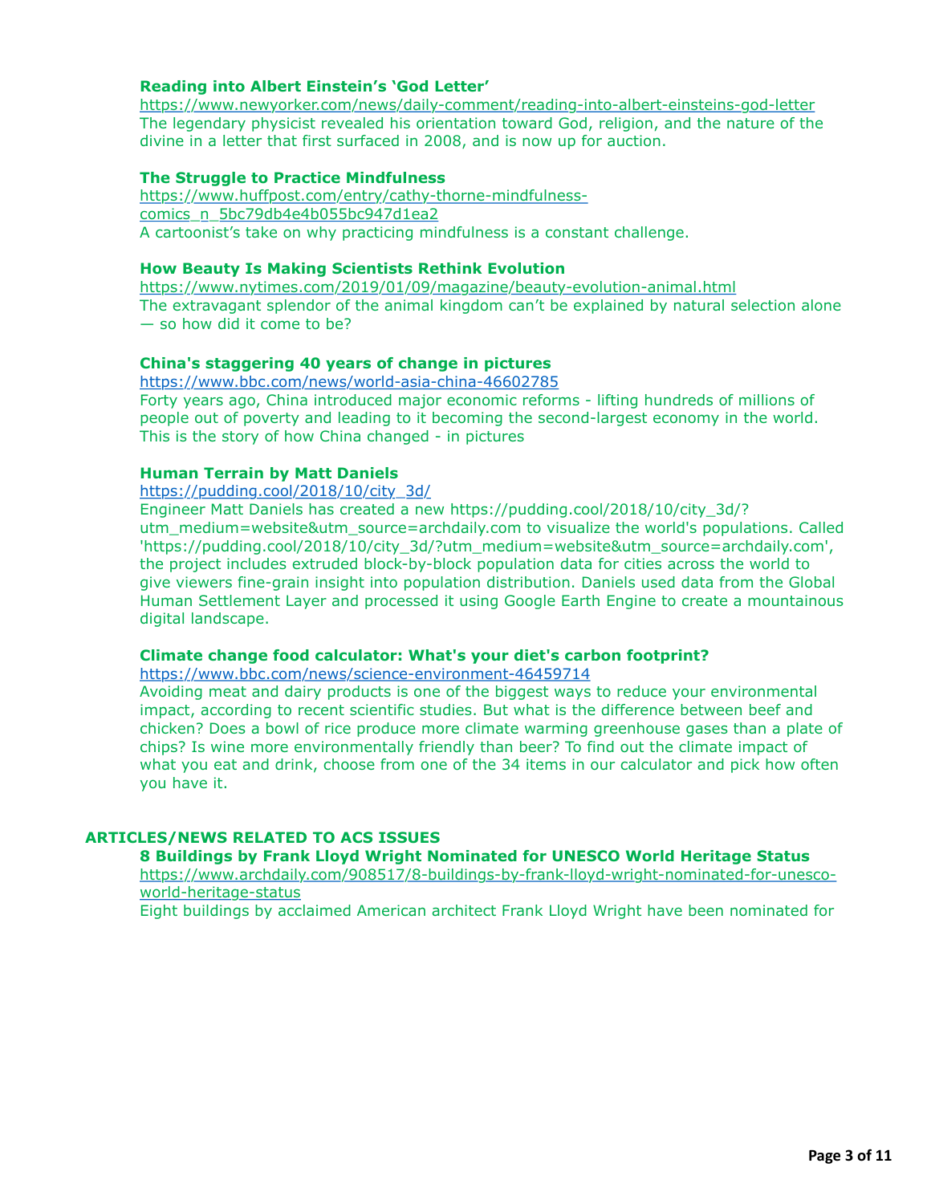**Reading into Albert Einstein's 'God Letter'**
https://www.newyorker.com/news/daily-comment/reading-into-albert-einsteins-god-letter
The legendary physicist revealed his orientation toward God, religion, and the nature of the divine in a letter that first surfaced in 2008, and is now up for auction.

**The Struggle to Practice Mindfulness**
https://www.huffpost.com/entry/cathy-thorne-mindfulness-comics_n_5bc79db4e4b055bc947d1ea2
A cartoonist's take on why practicing mindfulness is a constant challenge.

**How Beauty Is Making Scientists Rethink Evolution**
https://www.nytimes.com/2019/01/09/magazine/beauty-evolution-animal.html
The extravagant splendor of the animal kingdom can't be explained by natural selection alone — so how did it come to be?

**China's staggering 40 years of change in pictures**
https://www.bbc.com/news/world-asia-china-46602785
Forty years ago, China introduced major economic reforms - lifting hundreds of millions of people out of poverty and leading to it becoming the second-largest economy in the world. This is the story of how China changed - in pictures

**Human Terrain by Matt Daniels**
https://pudding.cool/2018/10/city_3d/
Engineer Matt Daniels has created a new https://pudding.cool/2018/10/city_3d/?utm_medium=website&utm_source=archdaily.com to visualize the world's populations. Called 'https://pudding.cool/2018/10/city_3d/?utm_medium=website&utm_source=archdaily.com', the project includes extruded block-by-block population data for cities across the world to give viewers fine-grain insight into population distribution. Daniels used data from the Global Human Settlement Layer and processed it using Google Earth Engine to create a mountainous digital landscape.

**Climate change food calculator: What's your diet's carbon footprint?**
https://www.bbc.com/news/science-environment-46459714
Avoiding meat and dairy products is one of the biggest ways to reduce your environmental impact, according to recent scientific studies. But what is the difference between beef and chicken? Does a bowl of rice produce more climate warming greenhouse gases than a plate of chips? Is wine more environmentally friendly than beer? To find out the climate impact of what you eat and drink, choose from one of the 34 items in our calculator and pick how often you have it.

## ARTICLES/NEWS RELATED TO ACS ISSUES

**8 Buildings by Frank Lloyd Wright Nominated for UNESCO World Heritage Status**
https://www.archdaily.com/908517/8-buildings-by-frank-lloyd-wright-nominated-for-unesco-world-heritage-status
Eight buildings by acclaimed American architect Frank Lloyd Wright have been nominated for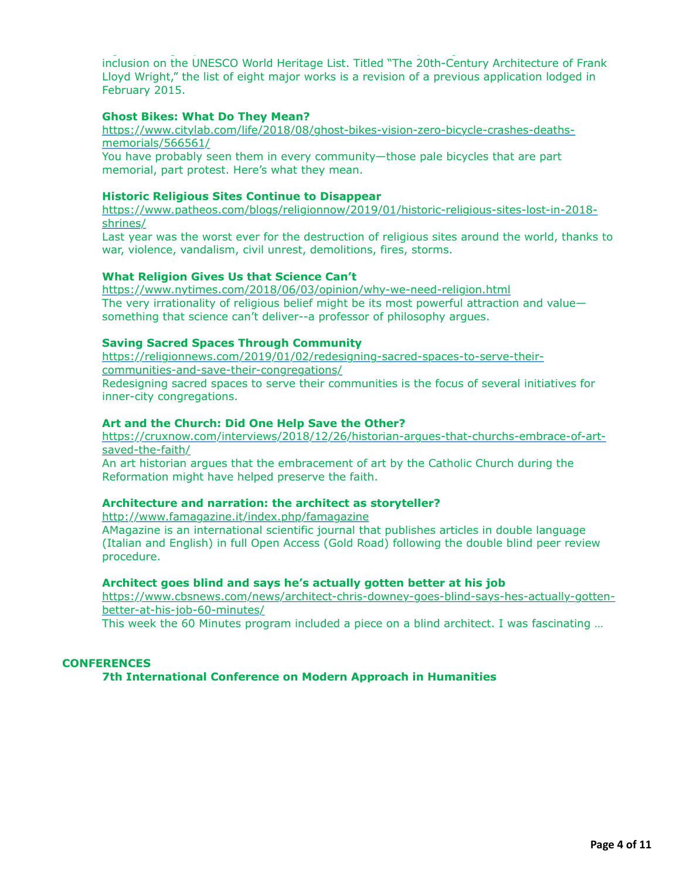inclusion on the UNESCO World Heritage List. Titled "The 20th-Century Architecture of Frank Lloyd Wright," the list of eight major works is a revision of a previous application lodged in February 2015.

**Ghost Bikes: What Do They Mean?**
https://www.citylab.com/life/2018/08/ghost-bikes-vision-zero-bicycle-crashes-deaths-memorials/566561/
You have probably seen them in every community—those pale bicycles that are part memorial, part protest. Here's what they mean.

**Historic Religious Sites Continue to Disappear**
https://www.patheos.com/blogs/religionnow/2019/01/historic-religious-sites-lost-in-2018-shrines/
Last year was the worst ever for the destruction of religious sites around the world, thanks to war, violence, vandalism, civil unrest, demolitions, fires, storms.

**What Religion Gives Us that Science Can't**
https://www.nytimes.com/2018/06/03/opinion/why-we-need-religion.html
The very irrationality of religious belief might be its most powerful attraction and value—something that science can't deliver--a professor of philosophy argues.

**Saving Sacred Spaces Through Community**
https://religionnews.com/2019/01/02/redesigning-sacred-spaces-to-serve-their-communities-and-save-their-congregations/
Redesigning sacred spaces to serve their communities is the focus of several initiatives for inner-city congregations.

**Art and the Church: Did One Help Save the Other?**
https://cruxnow.com/interviews/2018/12/26/historian-argues-that-churchs-embrace-of-art-saved-the-faith/
An art historian argues that the embracement of art by the Catholic Church during the Reformation might have helped preserve the faith.

**Architecture and narration: the architect as storyteller?**
http://www.famagazine.it/index.php/famagazine
AMagazine is an international scientific journal that publishes articles in double language (Italian and English) in full Open Access (Gold Road) following the double blind peer review procedure.

**Architect goes blind and says he's actually gotten better at his job**
https://www.cbsnews.com/news/architect-chris-downey-goes-blind-says-hes-actually-gotten-better-at-his-job-60-minutes/
This week the 60 Minutes program included a piece on a blind architect. I was fascinating …

## CONFERENCES

**7th International Conference on Modern Approach in Humanities**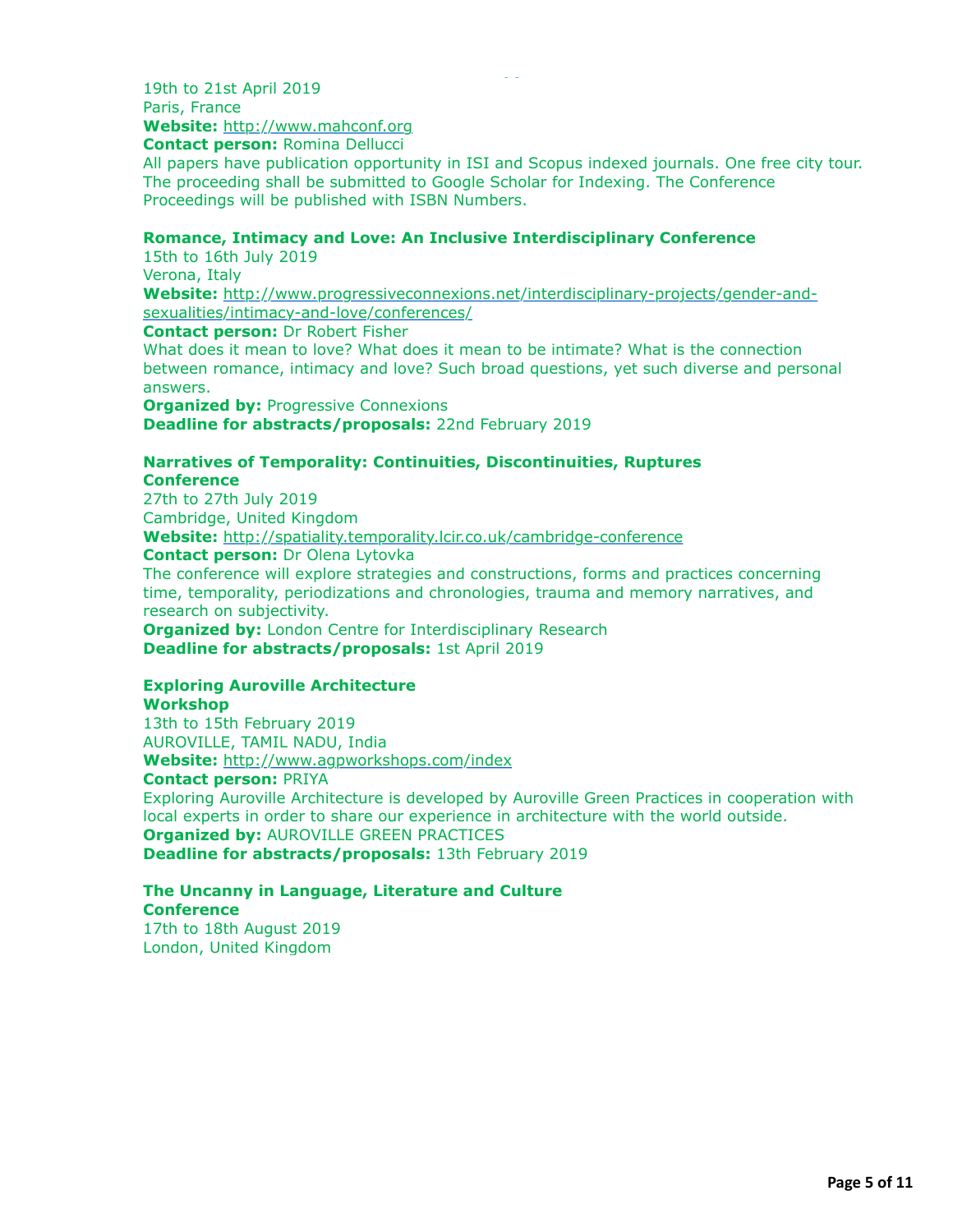19th to 21st April 2019
Paris, France
**Website:** http://www.mahconf.org
**Contact person:** Romina Dellucci
All papers have publication opportunity in ISI and Scopus indexed journals. One free city tour. The proceeding shall be submitted to Google Scholar for Indexing. The Conference Proceedings will be published with ISBN Numbers.

**Romance, Intimacy and Love: An Inclusive Interdisciplinary Conference**
15th to 16th July 2019
Verona, Italy
**Website:** http://www.progressiveconnexions.net/interdisciplinary-projects/gender-and-sexualities/intimacy-and-love/conferences/
**Contact person:** Dr Robert Fisher
What does it mean to love? What does it mean to be intimate? What is the connection between romance, intimacy and love? Such broad questions, yet such diverse and personal answers.
**Organized by:** Progressive Connexions
**Deadline for abstracts/proposals:** 22nd February 2019

**Narratives of Temporality: Continuities, Discontinuities, Ruptures**
**Conference**
27th to 27th July 2019
Cambridge, United Kingdom
**Website:** http://spatiality.temporality.lcir.co.uk/cambridge-conference
**Contact person:** Dr Olena Lytovka
The conference will explore strategies and constructions, forms and practices concerning time, temporality, periodizations and chronologies, trauma and memory narratives, and research on subjectivity.
**Organized by:** London Centre for Interdisciplinary Research
**Deadline for abstracts/proposals:** 1st April 2019

**Exploring Auroville Architecture**
**Workshop**
13th to 15th February 2019
AUROVILLE, TAMIL NADU, India
**Website:** http://www.agpworkshops.com/index
**Contact person:** PRIYA
Exploring Auroville Architecture is developed by Auroville Green Practices in cooperation with local experts in order to share our experience in architecture with the world outside.
**Organized by:** AUROVILLE GREEN PRACTICES
**Deadline for abstracts/proposals:** 13th February 2019

**The Uncanny in Language, Literature and Culture**
**Conference**
17th to 18th August 2019
London, United Kingdom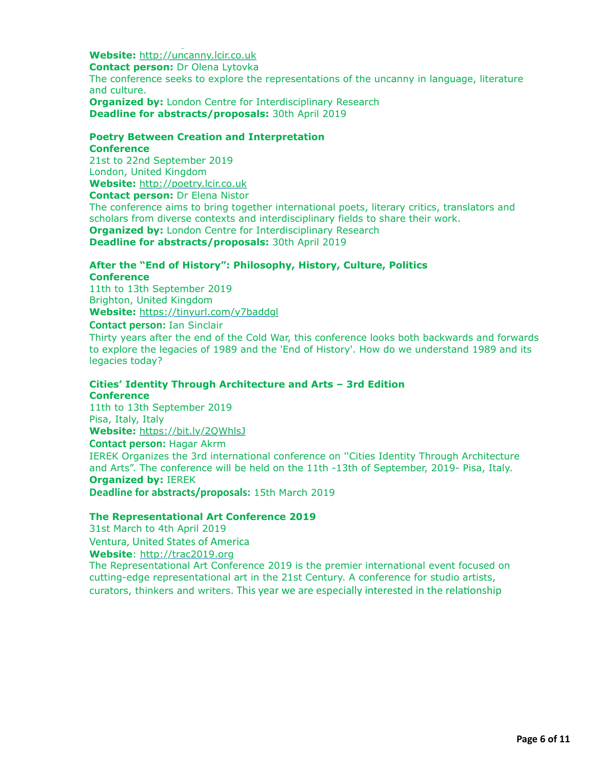**Website:** http://uncanny.lcir.co.uk
**Contact person:** Dr Olena Lytovka
The conference seeks to explore the representations of the uncanny in language, literature and culture.
**Organized by:** London Centre for Interdisciplinary Research
**Deadline for abstracts/proposals:** 30th April 2019

**Poetry Between Creation and Interpretation**
**Conference**
21st to 22nd September 2019
London, United Kingdom
**Website:** http://poetry.lcir.co.uk
**Contact person:** Dr Elena Nistor
The conference aims to bring together international poets, literary critics, translators and scholars from diverse contexts and interdisciplinary fields to share their work.
**Organized by:** London Centre for Interdisciplinary Research
**Deadline for abstracts/proposals:** 30th April 2019

**After the "End of History": Philosophy, History, Culture, Politics**
**Conference**
11th to 13th September 2019
Brighton, United Kingdom
**Website:** https://tinyurl.com/y7baddgl
**Contact person:** Ian Sinclair
Thirty years after the end of the Cold War, this conference looks both backwards and forwards to explore the legacies of 1989 and the 'End of History'. How do we understand 1989 and its legacies today?

**Cities' Identity Through Architecture and Arts – 3rd Edition**
**Conference**
11th to 13th September 2019
Pisa, Italy, Italy
**Website:** https://bit.ly/2QWhlsJ
**Contact person:** Hagar Akrm
IEREK Organizes the 3rd international conference on ''Cities Identity Through Architecture and Arts". The conference will be held on the 11th -13th of September, 2019- Pisa, Italy.
**Organized by:** IEREK
**Deadline for abstracts/proposals:** 15th March 2019

**The Representational Art Conference 2019**
31st March to 4th April 2019
Ventura, United States of America
**Website**: http://trac2019.org
The Representational Art Conference 2019 is the premier international event focused on cutting-edge representational art in the 21st Century. A conference for studio artists, curators, thinkers and writers. This year we are especially interested in the relationship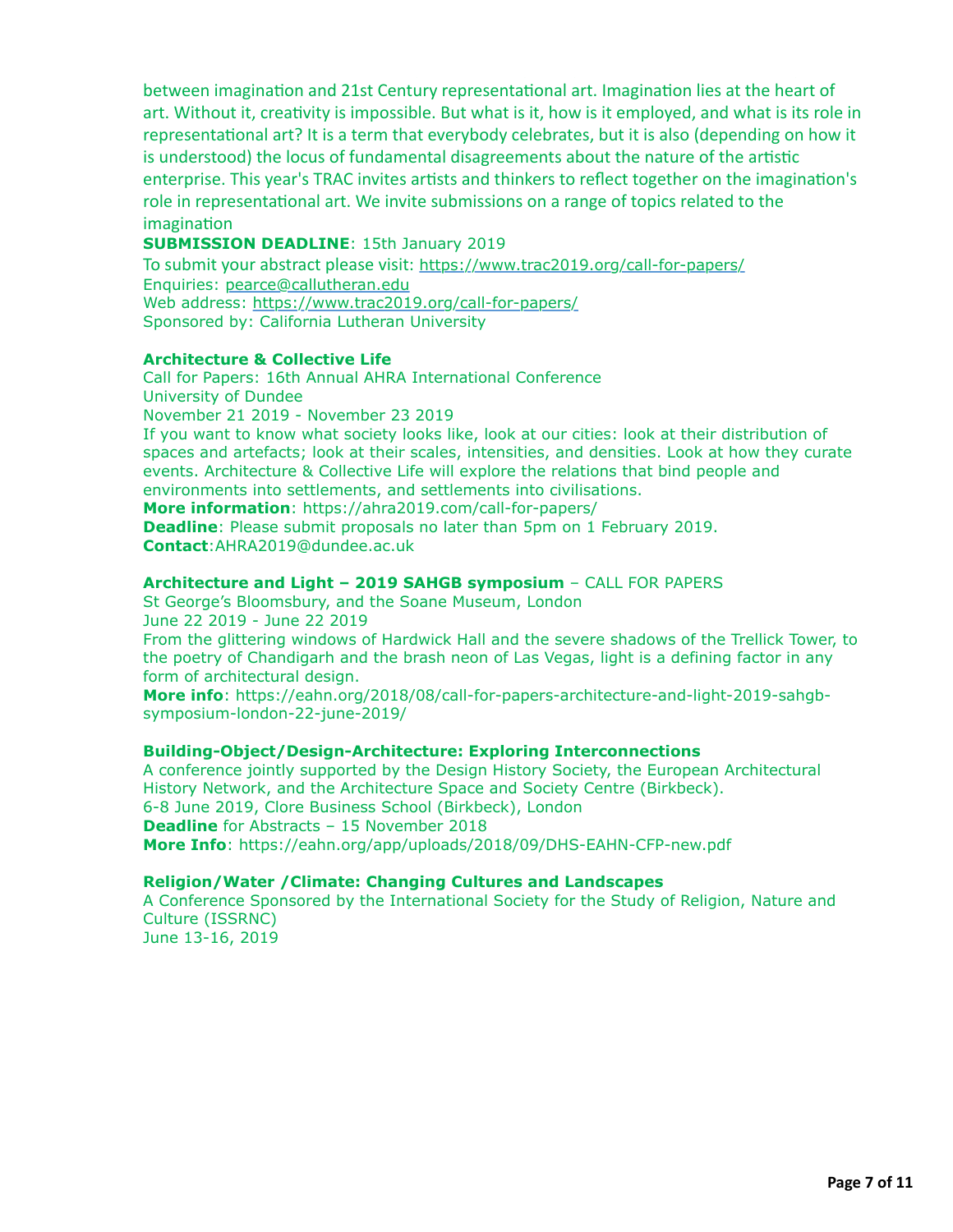between imagination and 21st Century representational art. Imagination lies at the heart of art. Without it, creativity is impossible. But what is it, how is it employed, and what is its role in representational art? It is a term that everybody celebrates, but it is also (depending on how it is understood) the locus of fundamental disagreements about the nature of the artistic enterprise. This year's TRAC invites artists and thinkers to reflect together on the imagination's role in representational art. We invite submissions on a range of topics related to the imagination

**SUBMISSION DEADLINE**: 15th January 2019
To submit your abstract please visit: https://www.trac2019.org/call-for-papers/
Enquiries: pearce@callutheran.edu
Web address: https://www.trac2019.org/call-for-papers/
Sponsored by: California Lutheran University

**Architecture & Collective Life**
Call for Papers: 16th Annual AHRA International Conference
University of Dundee
November 21 2019 - November 23 2019
If you want to know what society looks like, look at our cities: look at their distribution of spaces and artefacts; look at their scales, intensities, and densities. Look at how they curate events. Architecture & Collective Life will explore the relations that bind people and environments into settlements, and settlements into civilisations.
**More information**: https://ahra2019.com/call-for-papers/
**Deadline**: Please submit proposals no later than 5pm on 1 February 2019.
**Contact**:AHRA2019@dundee.ac.uk

**Architecture and Light – 2019 SAHGB symposium** – CALL FOR PAPERS
St George's Bloomsbury, and the Soane Museum, London
June 22 2019 - June 22 2019
From the glittering windows of Hardwick Hall and the severe shadows of the Trellick Tower, to the poetry of Chandigarh and the brash neon of Las Vegas, light is a defining factor in any form of architectural design.
**More info**: https://eahn.org/2018/08/call-for-papers-architecture-and-light-2019-sahgb-symposium-london-22-june-2019/

**Building-Object/Design-Architecture: Exploring Interconnections**
A conference jointly supported by the Design History Society, the European Architectural History Network, and the Architecture Space and Society Centre (Birkbeck).
6-8 June 2019, Clore Business School (Birkbeck), London
**Deadline** for Abstracts – 15 November 2018
**More Info**: https://eahn.org/app/uploads/2018/09/DHS-EAHN-CFP-new.pdf

**Religion/Water /Climate: Changing Cultures and Landscapes**
A Conference Sponsored by the International Society for the Study of Religion, Nature and Culture (ISSRNC)
June 13-16, 2019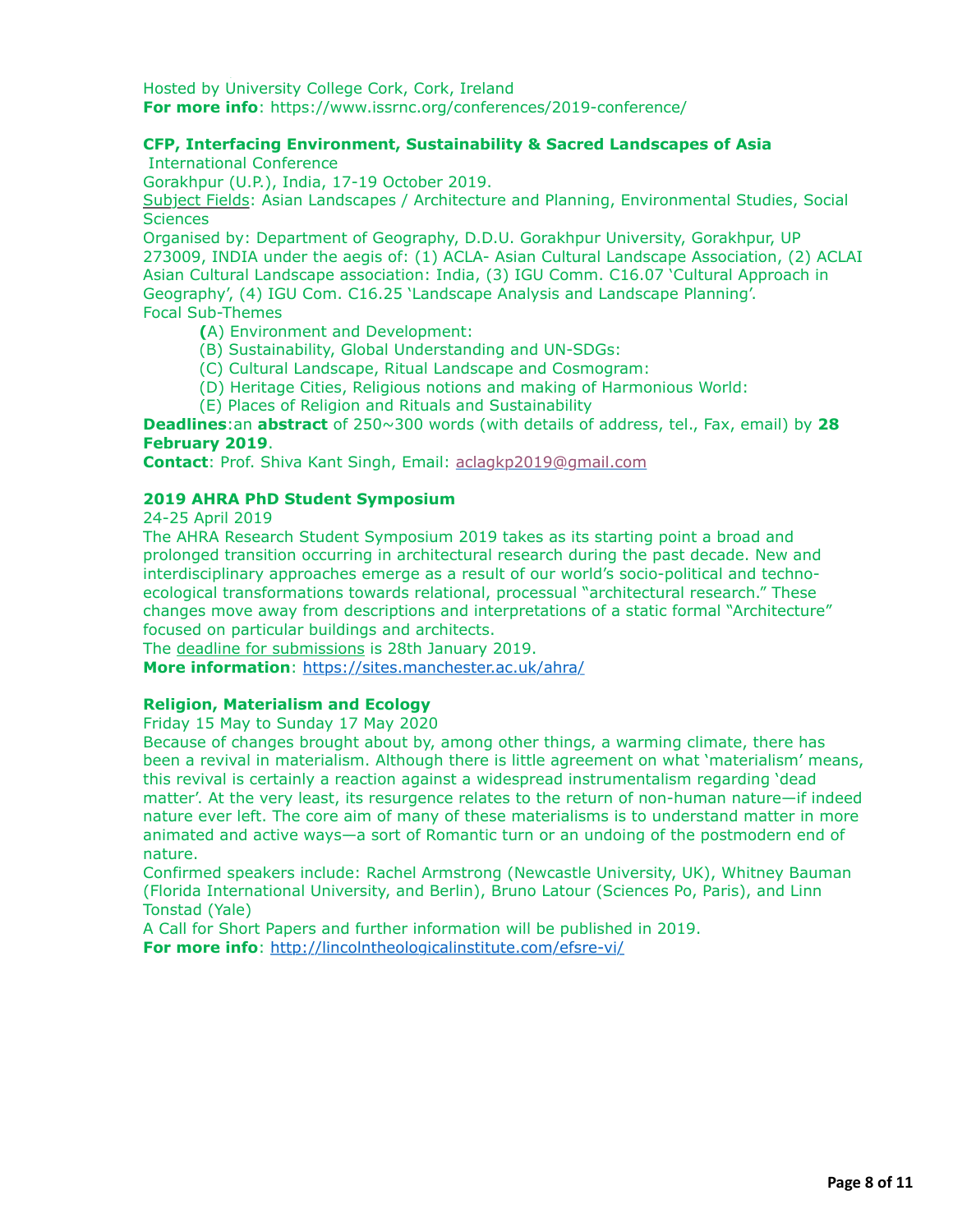Hosted by University College Cork, Cork, Ireland
**For more info**: https://www.issrnc.org/conferences/2019-conference/

**CFP, Interfacing Environment, Sustainability & Sacred Landscapes of Asia**
International Conference
Gorakhpur (U.P.), India, 17-19 October 2019.
Subject Fields: Asian Landscapes / Architecture and Planning, Environmental Studies, Social Sciences
Organised by: Department of Geography, D.D.U. Gorakhpur University, Gorakhpur, UP 273009, INDIA under the aegis of: (1) ACLA- Asian Cultural Landscape Association, (2) ACLAI Asian Cultural Landscape association: India, (3) IGU Comm. C16.07 'Cultural Approach in Geography', (4) IGU Com. C16.25 'Landscape Analysis and Landscape Planning'.
Focal Sub-Themes

- **(**A) Environment and Development:
- (B) Sustainability, Global Understanding and UN-SDGs:
- (C) Cultural Landscape, Ritual Landscape and Cosmogram:
- (D) Heritage Cities, Religious notions and making of Harmonious World:
- (E) Places of Religion and Rituals and Sustainability

**Deadlines**:an **abstract** of 250~300 words (with details of address, tel., Fax, email) by **28 February 2019**.
**Contact**: Prof. Shiva Kant Singh, Email: aclagkp2019@gmail.com

**2019 AHRA PhD Student Symposium**
24-25 April 2019
The AHRA Research Student Symposium 2019 takes as its starting point a broad and prolonged transition occurring in architectural research during the past decade. New and interdisciplinary approaches emerge as a result of our world's socio-political and techno-ecological transformations towards relational, processual "architectural research." These changes move away from descriptions and interpretations of a static formal "Architecture" focused on particular buildings and architects.
The deadline for submissions is 28th January 2019.
**More information**: https://sites.manchester.ac.uk/ahra/

**Religion, Materialism and Ecology**
Friday 15 May to Sunday 17 May 2020
Because of changes brought about by, among other things, a warming climate, there has been a revival in materialism. Although there is little agreement on what 'materialism' means, this revival is certainly a reaction against a widespread instrumentalism regarding 'dead matter'. At the very least, its resurgence relates to the return of non-human nature—if indeed nature ever left. The core aim of many of these materialisms is to understand matter in more animated and active ways—a sort of Romantic turn or an undoing of the postmodern end of nature.
Confirmed speakers include: Rachel Armstrong (Newcastle University, UK), Whitney Bauman (Florida International University, and Berlin), Bruno Latour (Sciences Po, Paris), and Linn Tonstad (Yale)
A Call for Short Papers and further information will be published in 2019.
**For more info**: http://lincolntheologicalinstitute.com/efsre-vi/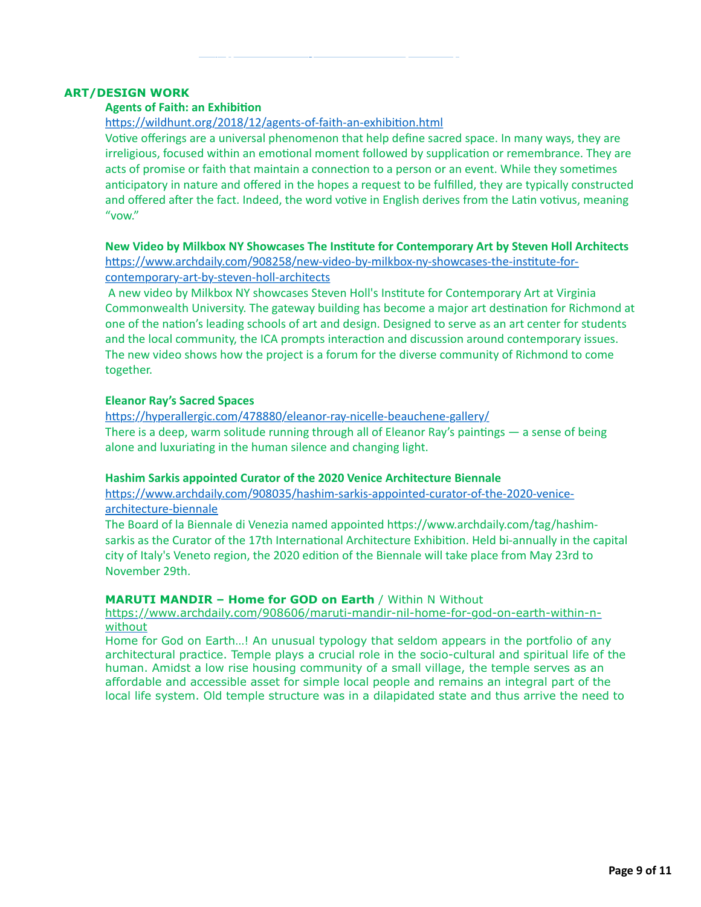## ART/DESIGN WORK

**Agents of Faith: an Exhibition**

https://wildhunt.org/2018/12/agents-of-faith-an-exhibition.html

Votive offerings are a universal phenomenon that help define sacred space. In many ways, they are irreligious, focused within an emotional moment followed by supplication or remembrance. They are acts of promise or faith that maintain a connection to a person or an event. While they sometimes anticipatory in nature and offered in the hopes a request to be fulfilled, they are typically constructed and offered after the fact. Indeed, the word votive in English derives from the Latin votivus, meaning "vow."

**New Video by Milkbox NY Showcases The Institute for Contemporary Art by Steven Holl Architects**

https://www.archdaily.com/908258/new-video-by-milkbox-ny-showcases-the-institute-for-contemporary-art-by-steven-holl-architects

A new video by Milkbox NY showcases Steven Holl's Institute for Contemporary Art at Virginia Commonwealth University. The gateway building has become a major art destination for Richmond at one of the nation's leading schools of art and design. Designed to serve as an art center for students and the local community, the ICA prompts interaction and discussion around contemporary issues. The new video shows how the project is a forum for the diverse community of Richmond to come together.

**Eleanor Ray's Sacred Spaces**

https://hyperallergic.com/478880/eleanor-ray-nicelle-beauchene-gallery/

There is a deep, warm solitude running through all of Eleanor Ray's paintings — a sense of being alone and luxuriating in the human silence and changing light.

**Hashim Sarkis appointed Curator of the 2020 Venice Architecture Biennale**

https://www.archdaily.com/908035/hashim-sarkis-appointed-curator-of-the-2020-venice-architecture-biennale

The Board of la Biennale di Venezia named appointed https://www.archdaily.com/tag/hashim-sarkis as the Curator of the 17th International Architecture Exhibition. Held bi-annually in the capital city of Italy's Veneto region, the 2020 edition of the Biennale will take place from May 23rd to November 29th.

**MARUTI MANDIR – Home for GOD on Earth** / Within N Without

https://www.archdaily.com/908606/maruti-mandir-nil-home-for-god-on-earth-within-n-without

Home for God on Earth…! An unusual typology that seldom appears in the portfolio of any architectural practice. Temple plays a crucial role in the socio-cultural and spiritual life of the human. Amidst a low rise housing community of a small village, the temple serves as an affordable and accessible asset for simple local people and remains an integral part of the local life system. Old temple structure was in a dilapidated state and thus arrive the need to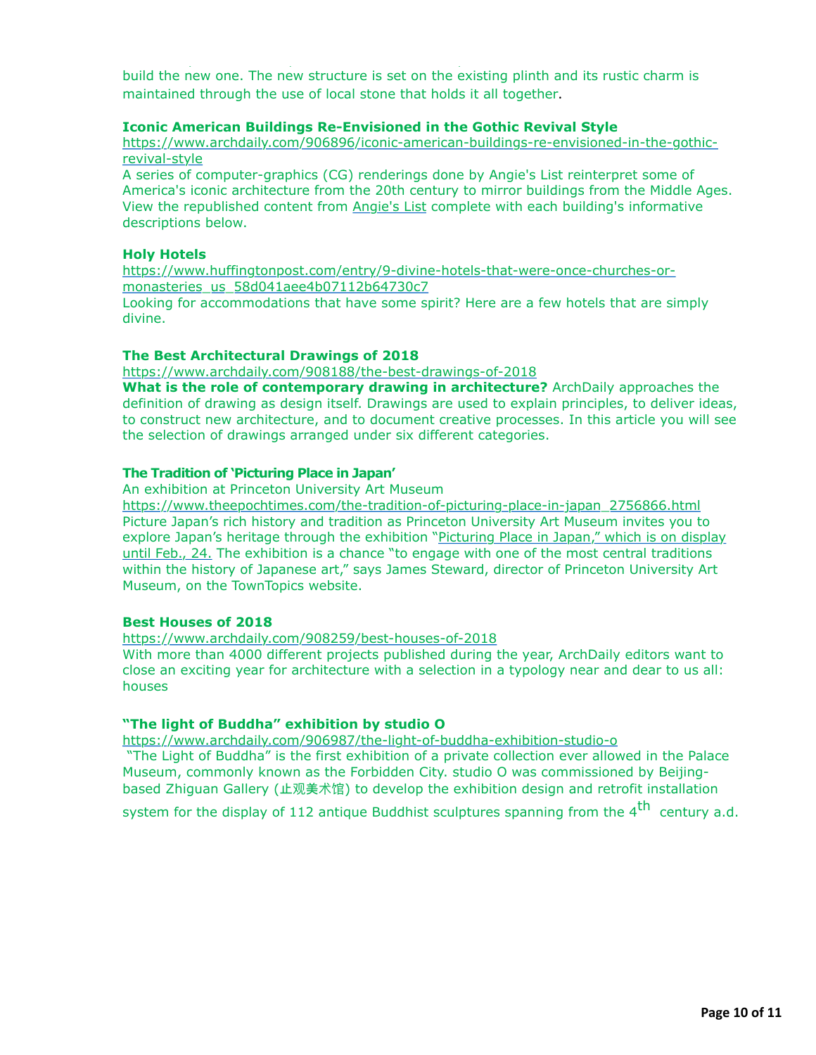build the new one. The new structure is set on the existing plinth and its rustic charm is maintained through the use of local stone that holds it all together.

**Iconic American Buildings Re-Envisioned in the Gothic Revival Style**
https://www.archdaily.com/906896/iconic-american-buildings-re-envisioned-in-the-gothic-revival-style
A series of computer-graphics (CG) renderings done by Angie's List reinterpret some of America's iconic architecture from the 20th century to mirror buildings from the Middle Ages. View the republished content from Angie's List complete with each building's informative descriptions below.

**Holy Hotels**
https://www.huffingtonpost.com/entry/9-divine-hotels-that-were-once-churches-or-monasteries_us_58d041aee4b07112b64730c7
Looking for accommodations that have some spirit? Here are a few hotels that are simply divine.

**The Best Architectural Drawings of 2018**
https://www.archdaily.com/908188/the-best-drawings-of-2018
**What is the role of contemporary drawing in architecture?** ArchDaily approaches the definition of drawing as design itself. Drawings are used to explain principles, to deliver ideas, to construct new architecture, and to document creative processes. In this article you will see the selection of drawings arranged under six different categories.

**The Tradition of 'Picturing Place in Japan'**
An exhibition at Princeton University Art Museum
https://www.theepochtimes.com/the-tradition-of-picturing-place-in-japan_2756866.html
Picture Japan's rich history and tradition as Princeton University Art Museum invites you to explore Japan's heritage through the exhibition "Picturing Place in Japan," which is on display until Feb., 24. The exhibition is a chance "to engage with one of the most central traditions within the history of Japanese art," says James Steward, director of Princeton University Art Museum, on the TownTopics website.

**Best Houses of 2018**
https://www.archdaily.com/908259/best-houses-of-2018
With more than 4000 different projects published during the year, ArchDaily editors want to close an exciting year for architecture with a selection in a typology near and dear to us all: houses

**"The light of Buddha" exhibition by studio O**
https://www.archdaily.com/906987/the-light-of-buddha-exhibition-studio-o
"The Light of Buddha" is the first exhibition of a private collection ever allowed in the Palace Museum, commonly known as the Forbidden City. studio O was commissioned by Beijing-based Zhiguan Gallery (止观美术馆) to develop the exhibition design and retrofit installation system for the display of 112 antique Buddhist sculptures spanning from the 4th century a.d.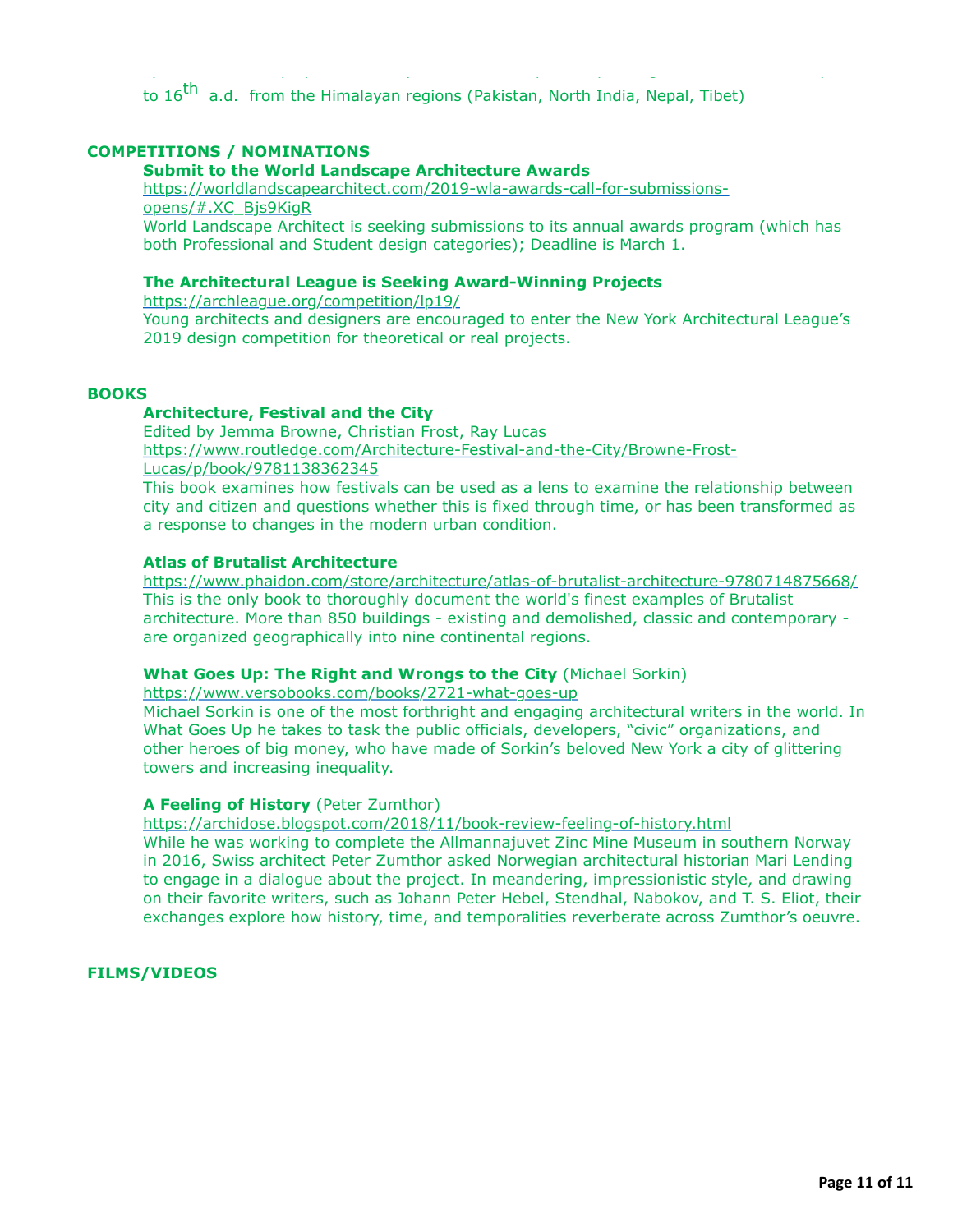to 16th a.d. from the Himalayan regions (Pakistan, North India, Nepal, Tibet)

## COMPETITIONS / NOMINATIONS

**Submit to the World Landscape Architecture Awards**
https://worldlandscapearchitect.com/2019-wla-awards-call-for-submissions-opens/#.XC_Bjs9KigR
World Landscape Architect is seeking submissions to its annual awards program (which has both Professional and Student design categories); Deadline is March 1.

**The Architectural League is Seeking Award-Winning Projects**
https://archleague.org/competition/lp19/
Young architects and designers are encouraged to enter the New York Architectural League's 2019 design competition for theoretical or real projects.

## BOOKS

**Architecture, Festival and the City**
Edited by Jemma Browne, Christian Frost, Ray Lucas
https://www.routledge.com/Architecture-Festival-and-the-City/Browne-Frost-Lucas/p/book/9781138362345
This book examines how festivals can be used as a lens to examine the relationship between city and citizen and questions whether this is fixed through time, or has been transformed as a response to changes in the modern urban condition.

**Atlas of Brutalist Architecture**
https://www.phaidon.com/store/architecture/atlas-of-brutalist-architecture-9780714875668/
This is the only book to thoroughly document the world's finest examples of Brutalist architecture. More than 850 buildings - existing and demolished, classic and contemporary - are organized geographically into nine continental regions.

**What Goes Up: The Right and Wrongs to the City** (Michael Sorkin)
https://www.versobooks.com/books/2721-what-goes-up
Michael Sorkin is one of the most forthright and engaging architectural writers in the world. In What Goes Up he takes to task the public officials, developers, "civic" organizations, and other heroes of big money, who have made of Sorkin's beloved New York a city of glittering towers and increasing inequality.

**A Feeling of History** (Peter Zumthor)
https://archidose.blogspot.com/2018/11/book-review-feeling-of-history.html
While he was working to complete the Allmannajuvet Zinc Mine Museum in southern Norway in 2016, Swiss architect Peter Zumthor asked Norwegian architectural historian Mari Lending to engage in a dialogue about the project. In meandering, impressionistic style, and drawing on their favorite writers, such as Johann Peter Hebel, Stendhal, Nabokov, and T. S. Eliot, their exchanges explore how history, time, and temporalities reverberate across Zumthor's oeuvre.

## FILMS/VIDEOS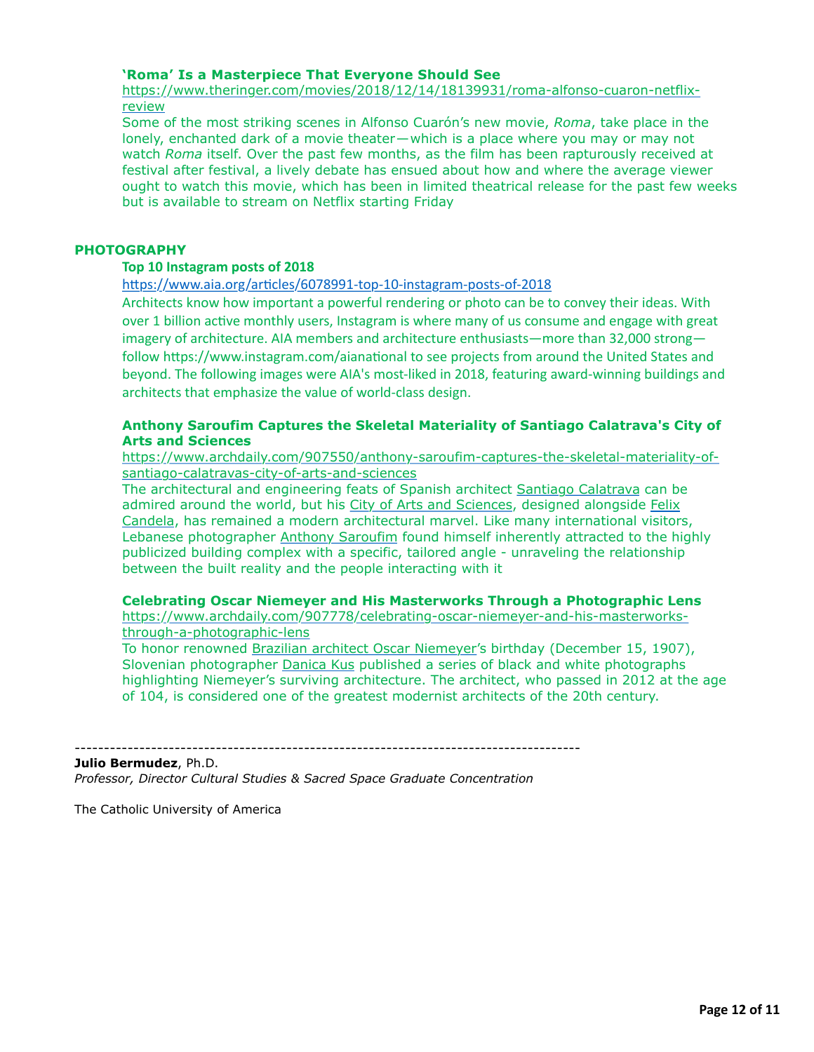**'Roma' Is a Masterpiece That Everyone Should See**

https://www.theringer.com/movies/2018/12/14/18139931/roma-alfonso-cuaron-netflix-review

Some of the most striking scenes in Alfonso Cuarón's new movie, *Roma*, take place in the lonely, enchanted dark of a movie theater—which is a place where you may or may not watch *Roma* itself. Over the past few months, as the film has been rapturously received at festival after festival, a lively debate has ensued about how and where the average viewer ought to watch this movie, which has been in limited theatrical release for the past few weeks but is available to stream on Netflix starting Friday

## PHOTOGRAPHY

**Top 10 Instagram posts of 2018**

https://www.aia.org/articles/6078991-top-10-instagram-posts-of-2018

Architects know how important a powerful rendering or photo can be to convey their ideas. With over 1 billion active monthly users, Instagram is where many of us consume and engage with great imagery of architecture. AIA members and architecture enthusiasts—more than 32,000 strong—follow https://www.instagram.com/aianational to see projects from around the United States and beyond. The following images were AIA's most-liked in 2018, featuring award-winning buildings and architects that emphasize the value of world-class design.

**Anthony Saroufim Captures the Skeletal Materiality of Santiago Calatrava's City of Arts and Sciences**

https://www.archdaily.com/907550/anthony-saroufim-captures-the-skeletal-materiality-of-santiago-calatravas-city-of-arts-and-sciences

The architectural and engineering feats of Spanish architect Santiago Calatrava can be admired around the world, but his City of Arts and Sciences, designed alongside Felix Candela, has remained a modern architectural marvel. Like many international visitors, Lebanese photographer Anthony Saroufim found himself inherently attracted to the highly publicized building complex with a specific, tailored angle - unraveling the relationship between the built reality and the people interacting with it

**Celebrating Oscar Niemeyer and His Masterworks Through a Photographic Lens**

https://www.archdaily.com/907778/celebrating-oscar-niemeyer-and-his-masterworks-through-a-photographic-lens

To honor renowned Brazilian architect Oscar Niemeyer's birthday (December 15, 1907), Slovenian photographer Danica Kus published a series of black and white photographs highlighting Niemeyer's surviving architecture. The architect, who passed in 2012 at the age of 104, is considered one of the greatest modernist architects of the 20th century.

-------------------------------------------------------------------------------------

**Julio Bermudez**, Ph.D.
*Professor, Director Cultural Studies & Sacred Space Graduate Concentration*

The Catholic University of America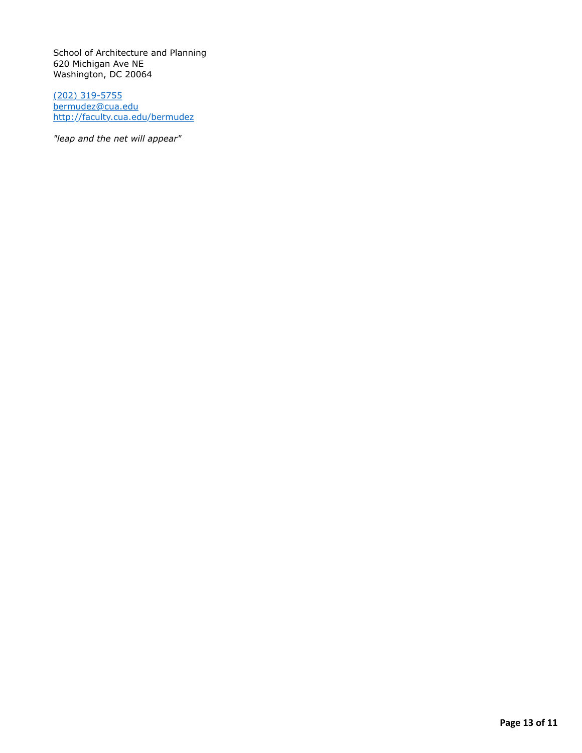School of Architecture and Planning
620 Michigan Ave NE
Washington, DC 20064

(202) 319-5755
bermudez@cua.edu
http://faculty.cua.edu/bermudez

*"leap and the net will appear"*